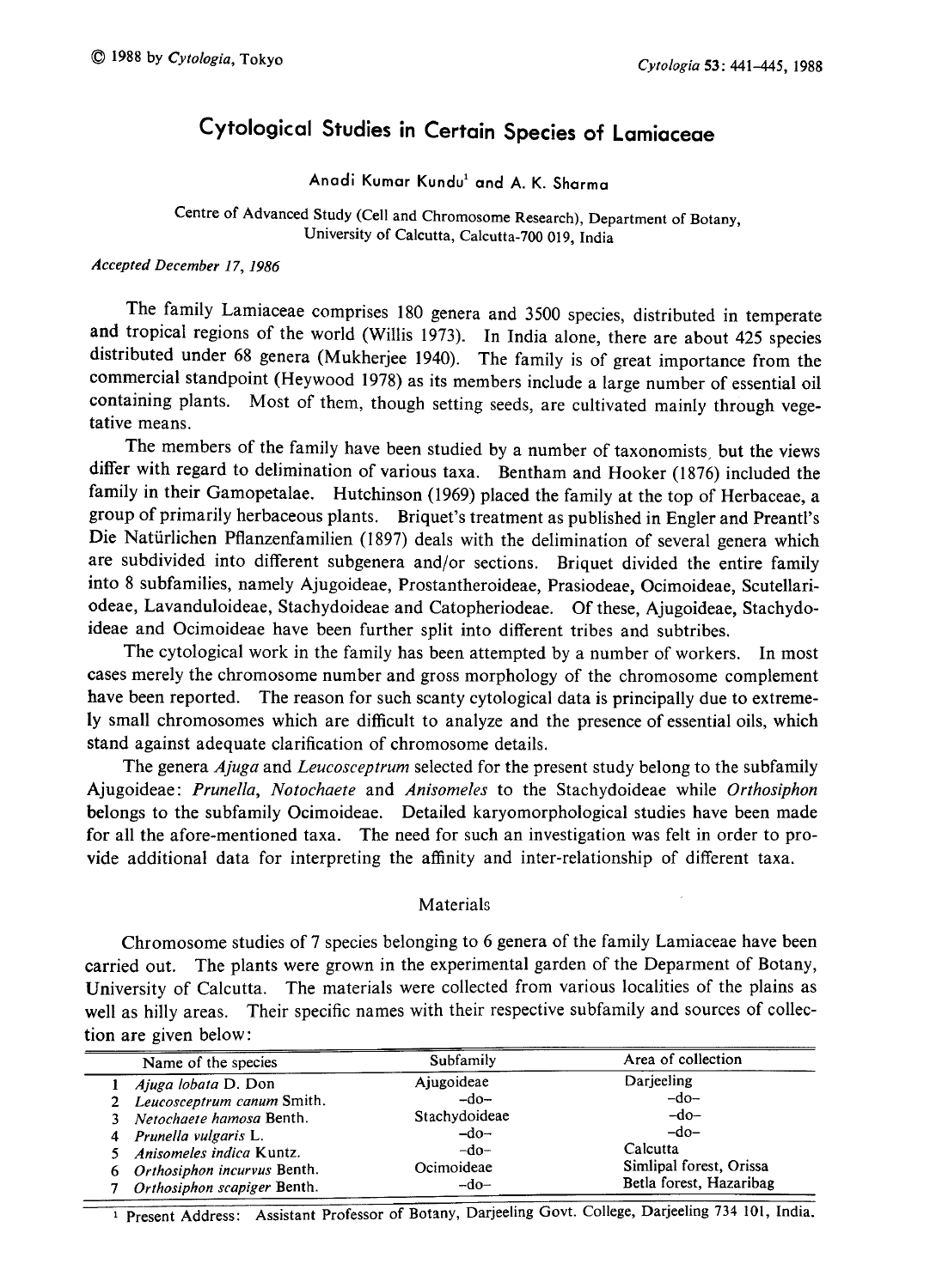# Cytological Studies in Certain Species of Lamiaceae

Anadi Kumar Kundu[1] and A. K. Sharma

Centre of Advanced Study (Cell and Chromosome Research), Department of Botany, University of Calcutta, Calcutta-700 019, India

*Accepted December 17, 1986*

The family Lamiaceae comprises 180 genera and 3500 species, distributed in temperate and tropical regions of the world (Willis 1973). In India alone, there are about 425 species distributed under 68 genera (Mukherjee 1940). The family is of great importance from the commercial standpoint (Heywood 1978) as its members include a large number of essential oil containing plants. Most of them, though setting seeds, are cultivated mainly through vegetative means.

The members of the family have been studied by a number of taxonomists, but the views differ with regard to delimination of various taxa. Bentham and Hooker (1876) included the family in their Gamopetalae. Hutchinson (1969) placed the family at the top of Herbaceae, a group of primarily herbaceous plants. Briquet's treatment as published in Engler and Preantl's Die Natürlichen Pflanzenfamilien (1897) deals with the delimination of several genera which are subdivided into different subgenera and/or sections. Briquet divided the entire family into 8 subfamilies, namely Ajugoideae, Prostantheroideae, Prasiodeae, Ocimoideae, Scutellarioideae, Lavanduloideae, Stachydoideae and Catopheriodeae. Of these, Ajugoideae, Stachydoideae and Ocimoideae have been further split into different tribes and subtribes.

The cytological work in the family has been attempted by a number of workers. In most cases merely the chromosome number and gross morphology of the chromosome complement have been reported. The reason for such scanty cytological data is principally due to extremely small chromosomes which are difficult to analyze and the presence of essential oils, which stand against adequate clarification of chromosome details.

The genera *Ajuga* and *Leucosceptrum* selected for the present study belong to the subfamily Ajugoideae: *Prunella*, *Notochaete* and *Anisomeles* to the Stachydoideae while *Orthosiphon* belongs to the subfamily Ocimoideae. Detailed karyomorphological studies have been made for all the afore-mentioned taxa. The need for such an investigation was felt in order to provide additional data for interpreting the affinity and inter-relationship of different taxa.

## Materials

Chromosome studies of 7 species belonging to 6 genera of the family Lamiaceae have been carried out. The plants were grown in the experimental garden of the Deparment of Botany, University of Calcutta. The materials were collected from various localities of the plains as well as hilly areas. Their specific names with their respective subfamily and sources of collection are given below:

| | Name of the species | Subfamily | Area of collection |
|---|---|---|---|
| 1 | *Ajuga lobata* D. Don | Ajugoideae | Darjeeling |
| 2 | *Leucosceptrum canum* Smith. | –do– | –do– |
| 3 | *Netochaete hamosa* Benth. | Stachydoideae | –do– |
| 4 | *Prunella vulgaris* L. | –do– | –do– |
| 5 | *Anisomeles indica* Kuntz. | –do– | Calcutta |
| 6 | *Orthosiphon incurvus* Benth. | Ocimoideae | Simlipal forest, Orissa |
| 7 | *Orthosiphon scapiger* Benth. | –do– | Betla forest, Hazaribag |

[1] Present Address: Assistant Professor of Botany, Darjeeling Govt. College, Darjeeling 734 101, India.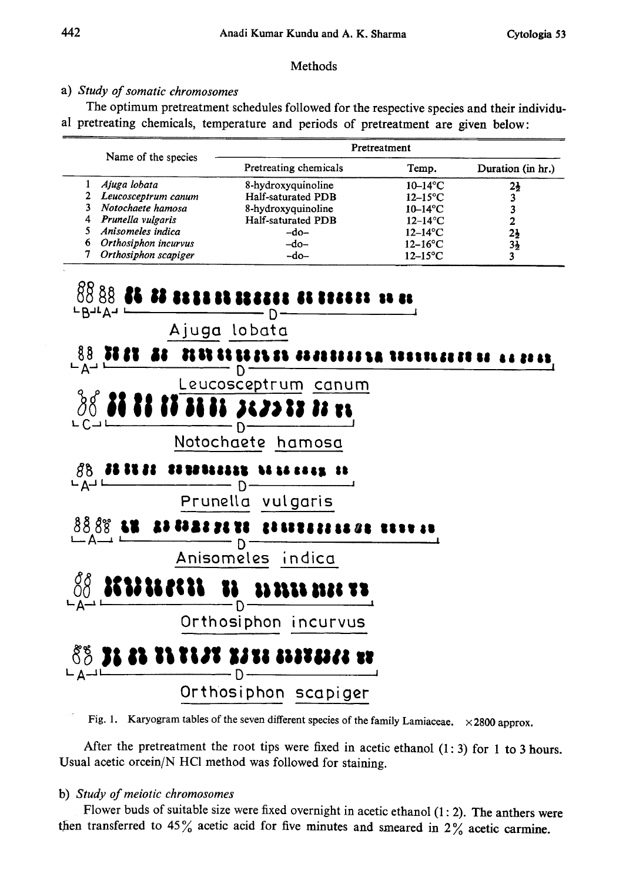## Methods

### a) *Study of somatic chromosomes*

The optimum pretreatment schedules followed for the respective species and their individual pretreating chemicals, temperature and periods of pretreatment are given below:

| | Name of the species | Pretreatment | | |
|---|---|---|---|---|
| | | Pretreating chemicals | Temp. | Duration (in hr.) |
| 1 | *Ajuga lobata* | 8-hydroxyquinoline | 10–14°C | 2½ |
| 2 | *Leucosceptrum canum* | Half-saturated PDB | 12–15°C | 3 |
| 3 | *Notochaete hamosa* | 8-hydroxyquinoline | 10–14°C | 3 |
| 4 | *Prunella vulgaris* | Half-saturated PDB | 12–14°C | 2 |
| 5 | *Anisomeles indica* | –do– | 12–14°C | 2½ |
| 6 | *Orthosiphon incurvus* | –do– | 12–16°C | 3½ |
| 7 | *Orthosiphon scapiger* | –do– | 12–15°C | 3 |

Fig. 1. Karyogram tables of the seven different species of the family Lamiaceae. ×2800 approx.

After the pretreatment the root tips were fixed in acetic ethanol (1:3) for 1 to 3 hours. Usual acetic orcein/N HCl method was followed for staining.

### b) *Study of meiotic chromosomes*

Flower buds of suitable size were fixed overnight in acetic ethanol (1:2). The anthers were then transferred to 45% acetic acid for five minutes and smeared in 2% acetic carmine.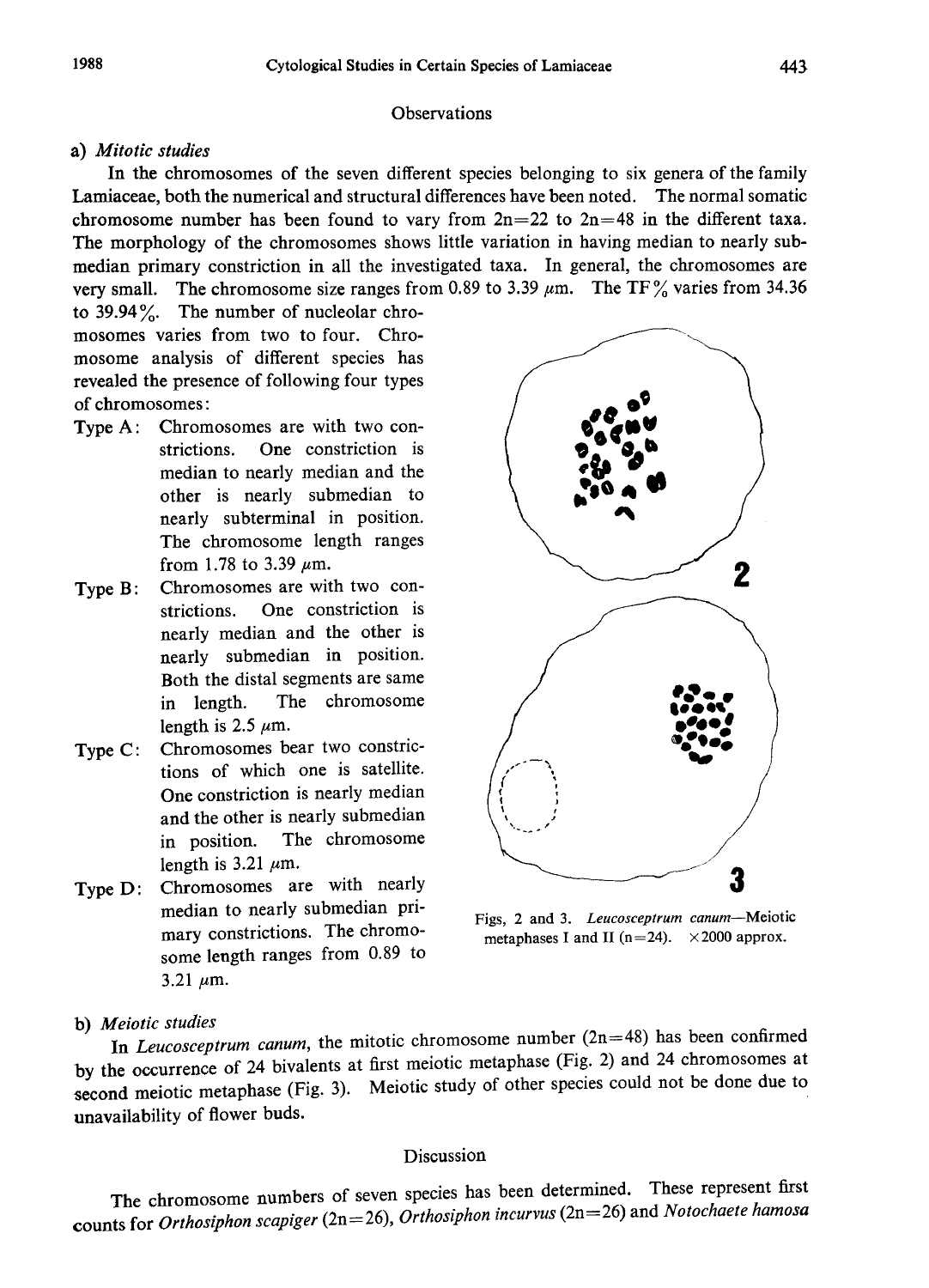## Observations

### a) *Mitotic studies*

In the chromosomes of the seven different species belonging to six genera of the family Lamiaceae, both the numerical and structural differences have been noted. The normal somatic chromosome number has been found to vary from 2n=22 to 2n=48 in the different taxa. The morphology of the chromosomes shows little variation in having median to nearly submedian primary constriction in all the investigated taxa. In general, the chromosomes are very small. The chromosome size ranges from 0.89 to 3.39 $\mu$m. The TF% varies from 34.36 to 39.94%. The number of nucleolar chromosomes varies from two to four. Chromosome analysis of different species has revealed the presence of following four types of chromosomes:

- Type A: Chromosomes are with two constrictions. One constriction is median to nearly median and the other is nearly submedian to nearly subterminal in position. The chromosome length ranges from 1.78 to 3.39 $\mu$m.
- Type B: Chromosomes are with two constrictions. One constriction is nearly median and the other is nearly submedian in position. Both the distal segments are same in length. The chromosome length is 2.5 $\mu$m.
- Type C: Chromosomes bear two constrictions of which one is satellite. One constriction is nearly median and the other is nearly submedian in position. The chromosome length is 3.21 $\mu$m.
- Type D: Chromosomes are with nearly median to nearly submedian primary constrictions. The chromosome length ranges from 0.89 to 3.21 $\mu$m.

Figs, 2 and 3. *Leucosceptrum canum*—Meiotic metaphases I and II (n=24). ×2000 approx.

### b) *Meiotic studies*

In *Leucosceptrum canum*, the mitotic chromosome number (2n=48) has been confirmed by the occurrence of 24 bivalents at first meiotic metaphase (Fig. 2) and 24 chromosomes at second meiotic metaphase (Fig. 3). Meiotic study of other species could not be done due to unavailability of flower buds.

## Discussion

The chromosome numbers of seven species has been determined. These represent first counts for *Orthosiphon scapiger* (2n=26), *Orthosiphon incurvus* (2n=26) and *Notochaete hamosa*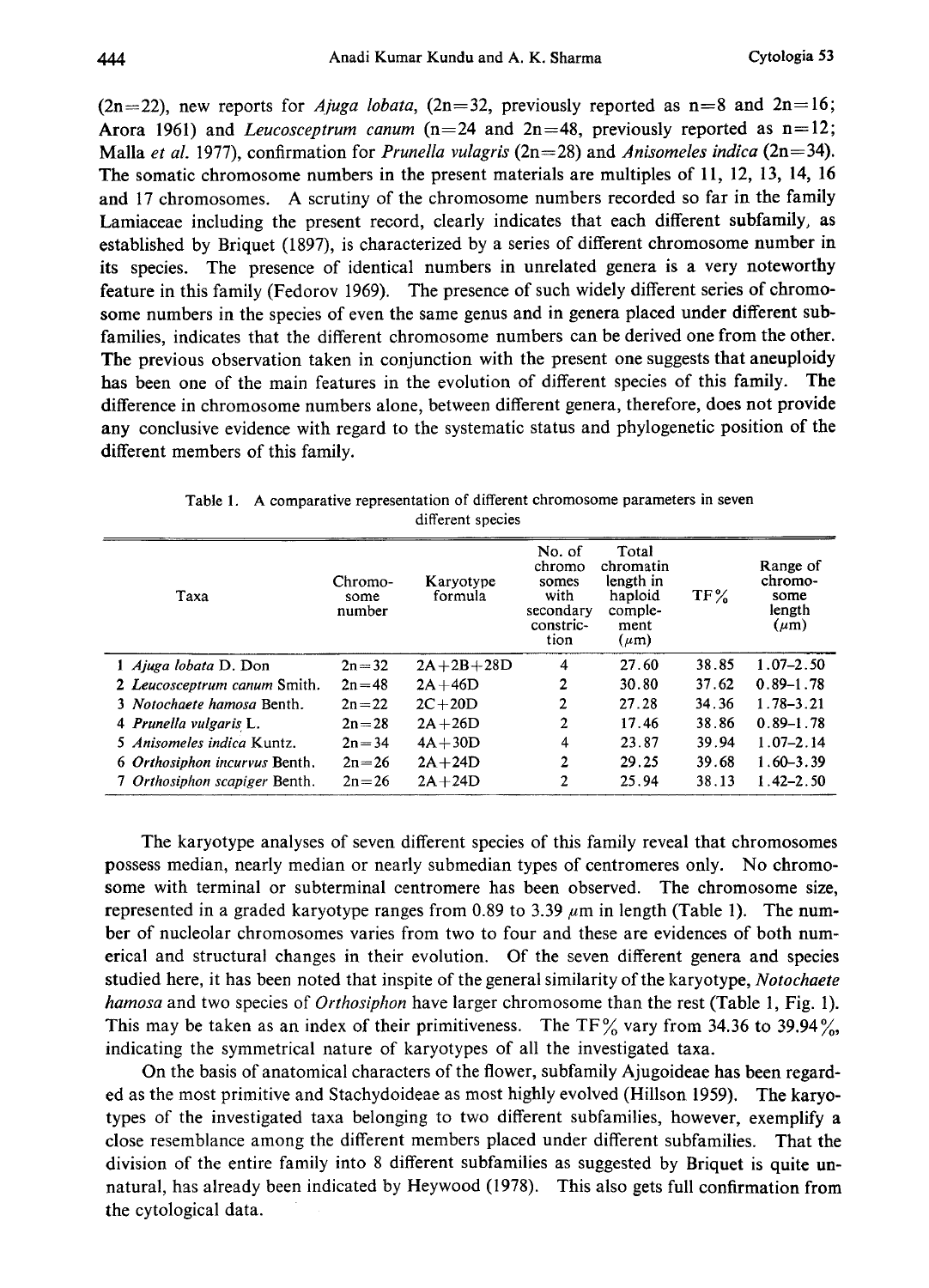(2n=22), new reports for *Ajuga lobata*, (2n=32, previously reported as n=8 and 2n=16; Arora 1961) and *Leucosceptrum canum* (n=24 and 2n=48, previously reported as n=12; Malla *et al.* 1977), confirmation for *Prunella vulagris* (2n=28) and *Anisomeles indica* (2n=34). The somatic chromosome numbers in the present materials are multiples of 11, 12, 13, 14, 16 and 17 chromosomes. A scrutiny of the chromosome numbers recorded so far in the family Lamiaceae including the present record, clearly indicates that each different subfamily, as established by Briquet (1897), is characterized by a series of different chromosome number in its species. The presence of identical numbers in unrelated genera is a very noteworthy feature in this family (Fedorov 1969). The presence of such widely different series of chromosome numbers in the species of even the same genus and in genera placed under different subfamilies, indicates that the different chromosome numbers can be derived one from the other. The previous observation taken in conjunction with the present one suggests that aneuploidy has been one of the main features in the evolution of different species of this family. The difference in chromosome numbers alone, between different genera, therefore, does not provide any conclusive evidence with regard to the systematic status and phylogenetic position of the different members of this family.

Table 1. A comparative representation of different chromosome parameters in seven different species

| Taxa | Chromosome number | Karyotype formula | No. of chromosomes with secondary constriction | Total chromatin length in haploid complement ($\mu$m) | TF% | Range of chromosome length ($\mu$m) |
|---|---|---|---|---|---|---|
| 1 *Ajuga lobata* D. Don | 2n=32 | 2A+2B+28D | 4 | 27.60 | 38.85 | 1.07–2.50 |
| 2 *Leucosceptrum canum* Smith. | 2n=48 | 2A+46D | 2 | 30.80 | 37.62 | 0.89–1.78 |
| 3 *Notochaete hamosa* Benth. | 2n=22 | 2C+20D | 2 | 27.28 | 34.36 | 1.78–3.21 |
| 4 *Prunella vulgaris* L. | 2n=28 | 2A+26D | 2 | 17.46 | 38.86 | 0.89–1.78 |
| 5 *Anisomeles indica* Kuntz. | 2n=34 | 4A+30D | 4 | 23.87 | 39.94 | 1.07–2.14 |
| 6 *Orthosiphon incurvus* Benth. | 2n=26 | 2A+24D | 2 | 29.25 | 39.68 | 1.60–3.39 |
| 7 *Orthosiphon scapiger* Benth. | 2n=26 | 2A+24D | 2 | 25.94 | 38.13 | 1.42–2.50 |

The karyotype analyses of seven different species of this family reveal that chromosomes possess median, nearly median or nearly submedian types of centromeres only. No chromosome with terminal or subterminal centromere has been observed. The chromosome size, represented in a graded karyotype ranges from 0.89 to 3.39 $\mu$m in length (Table 1). The number of nucleolar chromosomes varies from two to four and these are evidences of both numerical and structural changes in their evolution. Of the seven different genera and species studied here, it has been noted that inspite of the general similarity of the karyotype, *Notochaete hamosa* and two species of *Orthosiphon* have larger chromosome than the rest (Table 1, Fig. 1). This may be taken as an index of their primitiveness. The TF% vary from 34.36 to 39.94%, indicating the symmetrical nature of karyotypes of all the investigated taxa.

On the basis of anatomical characters of the flower, subfamily Ajugoideae has been regarded as the most primitive and Stachydoideae as most highly evolved (Hillson 1959). The karyotypes of the investigated taxa belonging to two different subfamilies, however, exemplify a close resemblance among the different members placed under different subfamilies. That the division of the entire family into 8 different subfamilies as suggested by Briquet is quite unnatural, has already been indicated by Heywood (1978). This also gets full confirmation from the cytological data.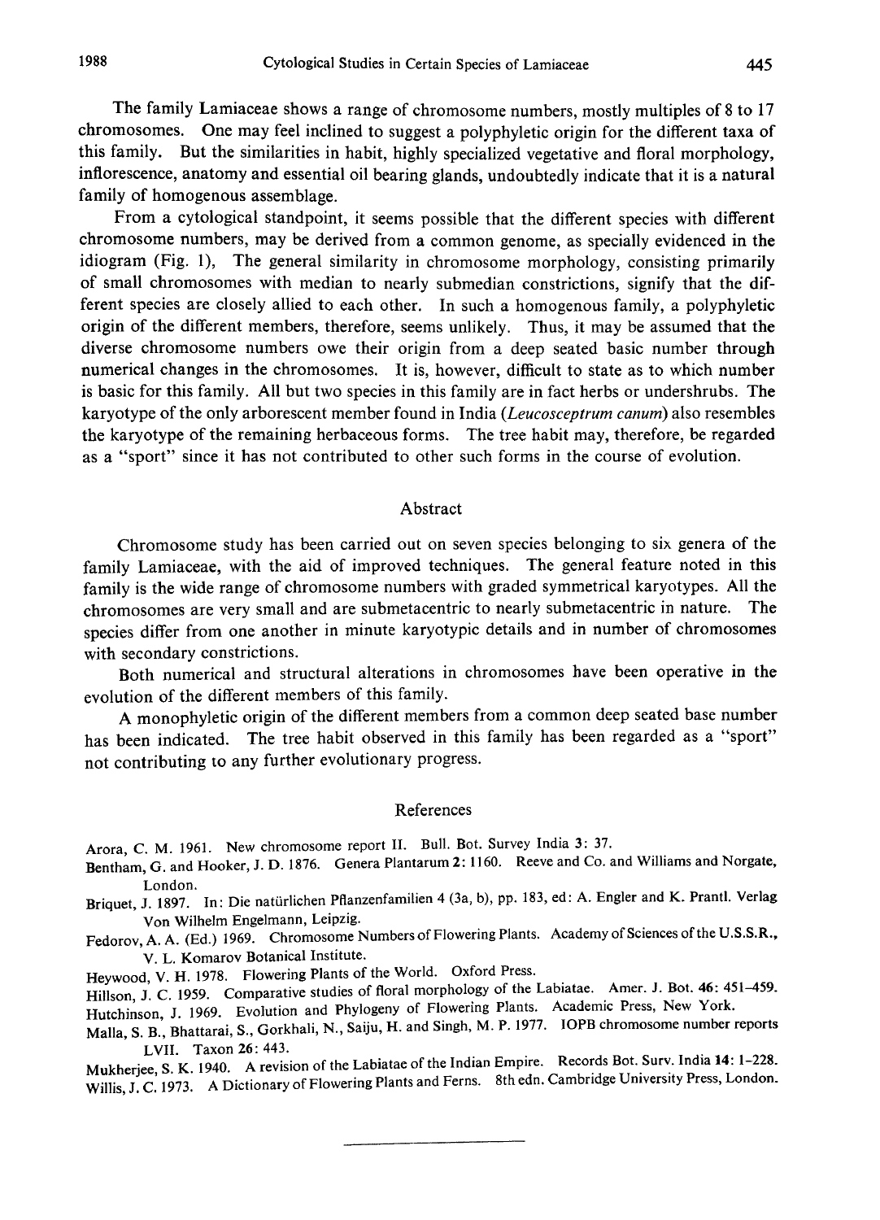The family Lamiaceae shows a range of chromosome numbers, mostly multiples of 8 to 17 chromosomes. One may feel inclined to suggest a polyphyletic origin for the different taxa of this family. But the similarities in habit, highly specialized vegetative and floral morphology, inflorescence, anatomy and essential oil bearing glands, undoubtedly indicate that it is a natural family of homogenous assemblage.

From a cytological standpoint, it seems possible that the different species with different chromosome numbers, may be derived from a common genome, as specially evidenced in the idiogram (Fig. 1), The general similarity in chromosome morphology, consisting primarily of small chromosomes with median to nearly submedian constrictions, signify that the different species are closely allied to each other. In such a homogenous family, a polyphyletic origin of the different members, therefore, seems unlikely. Thus, it may be assumed that the diverse chromosome numbers owe their origin from a deep seated basic number through numerical changes in the chromosomes. It is, however, difficult to state as to which number is basic for this family. All but two species in this family are in fact herbs or undershrubs. The karyotype of the only arborescent member found in India (*Leucosceptrum canum*) also resembles the karyotype of the remaining herbaceous forms. The tree habit may, therefore, be regarded as a "sport" since it has not contributed to other such forms in the course of evolution.

## Abstract

Chromosome study has been carried out on seven species belonging to six genera of the family Lamiaceae, with the aid of improved techniques. The general feature noted in this family is the wide range of chromosome numbers with graded symmetrical karyotypes. All the chromosomes are very small and are submetacentric to nearly submetacentric in nature. The species differ from one another in minute karyotypic details and in number of chromosomes with secondary constrictions.

Both numerical and structural alterations in chromosomes have been operative in the evolution of the different members of this family.

A monophyletic origin of the different members from a common deep seated base number has been indicated. The tree habit observed in this family has been regarded as a "sport" not contributing to any further evolutionary progress.

## References

Arora, C. M. 1961. New chromosome report II. Bull. Bot. Survey India **3**: 37.

Bentham, G. and Hooker, J. D. 1876. Genera Plantarum **2**: 1160. Reeve and Co. and Williams and Norgate, London.

Briquet, J. 1897. In: Die natürlichen Pflanzenfamilien 4 (3a, b), pp. 183, ed: A. Engler and K. Prantl. Verlag Von Wilhelm Engelmann, Leipzig.

Fedorov, A. A. (Ed.) 1969. Chromosome Numbers of Flowering Plants. Academy of Sciences of the U.S.S.R., V. L. Komarov Botanical Institute.

Heywood, V. H. 1978. Flowering Plants of the World. Oxford Press.

Hillson, J. C. 1959. Comparative studies of floral morphology of the Labiatae. Amer. J. Bot. **46**: 451–459.

Hutchinson, J. 1969. Evolution and Phylogeny of Flowering Plants. Academic Press, New York.

Malla, S. B., Bhattarai, S., Gorkhali, N., Saiju, H. and Singh, M. P. 1977. IOPB chromosome number reports LVII. Taxon **26**: 443.

Mukherjee, S. K. 1940. A revision of the Labiatae of the Indian Empire. Records Bot. Surv. India **14**: 1–228.

Willis, J. C. 1973. A Dictionary of Flowering Plants and Ferns. 8th edn. Cambridge University Press, London.